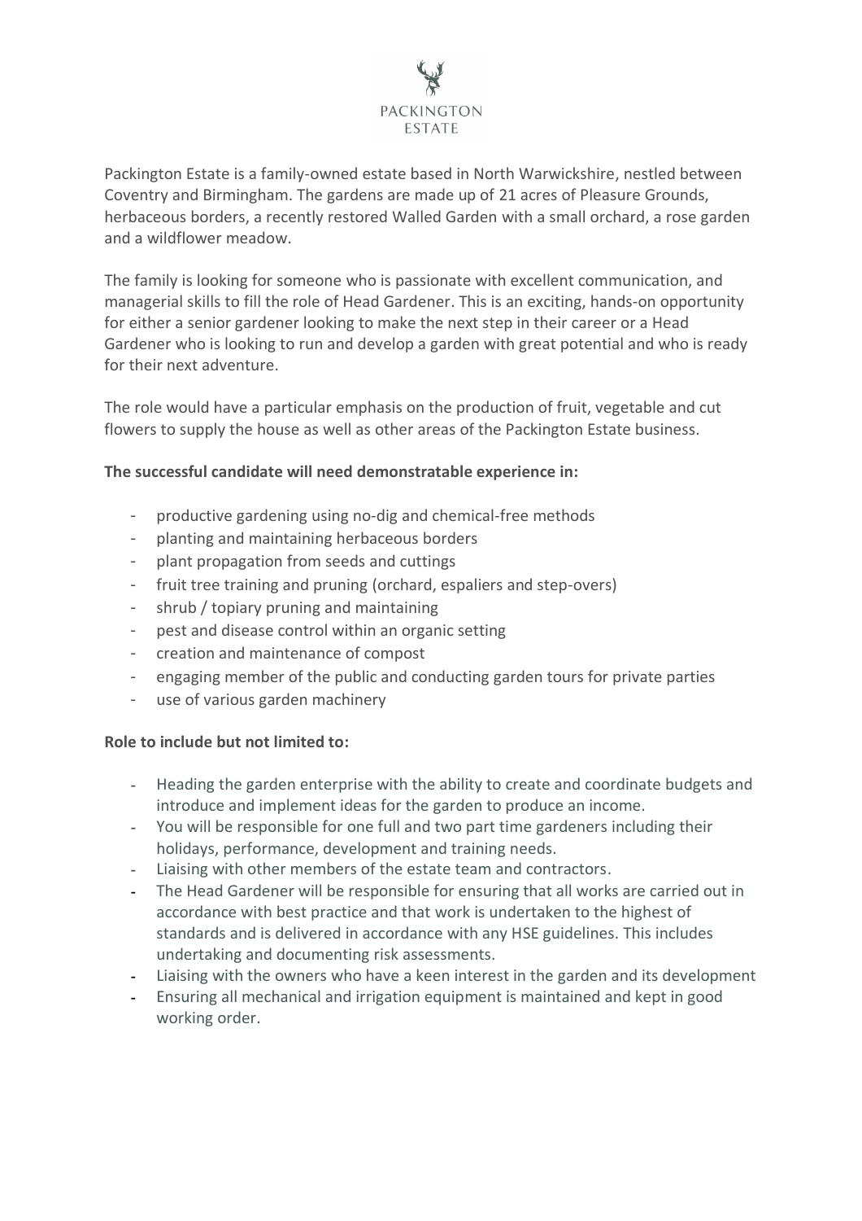PACKINGTON ESTATE

Packington Estate is a family-owned estate based in North Warwickshire, nestled between Coventry and Birmingham. The gardens are made up of 21 acres of Pleasure Grounds, herbaceous borders, a recently restored Walled Garden with a small orchard, a rose garden and a wildflower meadow.

The family is looking for someone who is passionate with excellent communication, and managerial skills to fill the role of Head Gardener. This is an exciting, hands-on opportunity for either a senior gardener looking to make the next step in their career or a Head Gardener who is looking to run and develop a garden with great potential and who is ready for their next adventure.

The role would have a particular emphasis on the production of fruit, vegetable and cut flowers to supply the house as well as other areas of the Packington Estate business.

**The successful candidate will need demonstratable experience in:**

- productive gardening using no-dig and chemical-free methods
- planting and maintaining herbaceous borders
- plant propagation from seeds and cuttings
- fruit tree training and pruning (orchard, espaliers and step-overs)
- shrub / topiary pruning and maintaining
- pest and disease control within an organic setting
- creation and maintenance of compost
- engaging member of the public and conducting garden tours for private parties
- use of various garden machinery

**Role to include but not limited to:**

- Heading the garden enterprise with the ability to create and coordinate budgets and introduce and implement ideas for the garden to produce an income.
- You will be responsible for one full and two part time gardeners including their holidays, performance, development and training needs.
- Liaising with other members of the estate team and contractors.
- The Head Gardener will be responsible for ensuring that all works are carried out in accordance with best practice and that work is undertaken to the highest of standards and is delivered in accordance with any HSE guidelines. This includes undertaking and documenting risk assessments.
- Liaising with the owners who have a keen interest in the garden and its development
- Ensuring all mechanical and irrigation equipment is maintained and kept in good working order.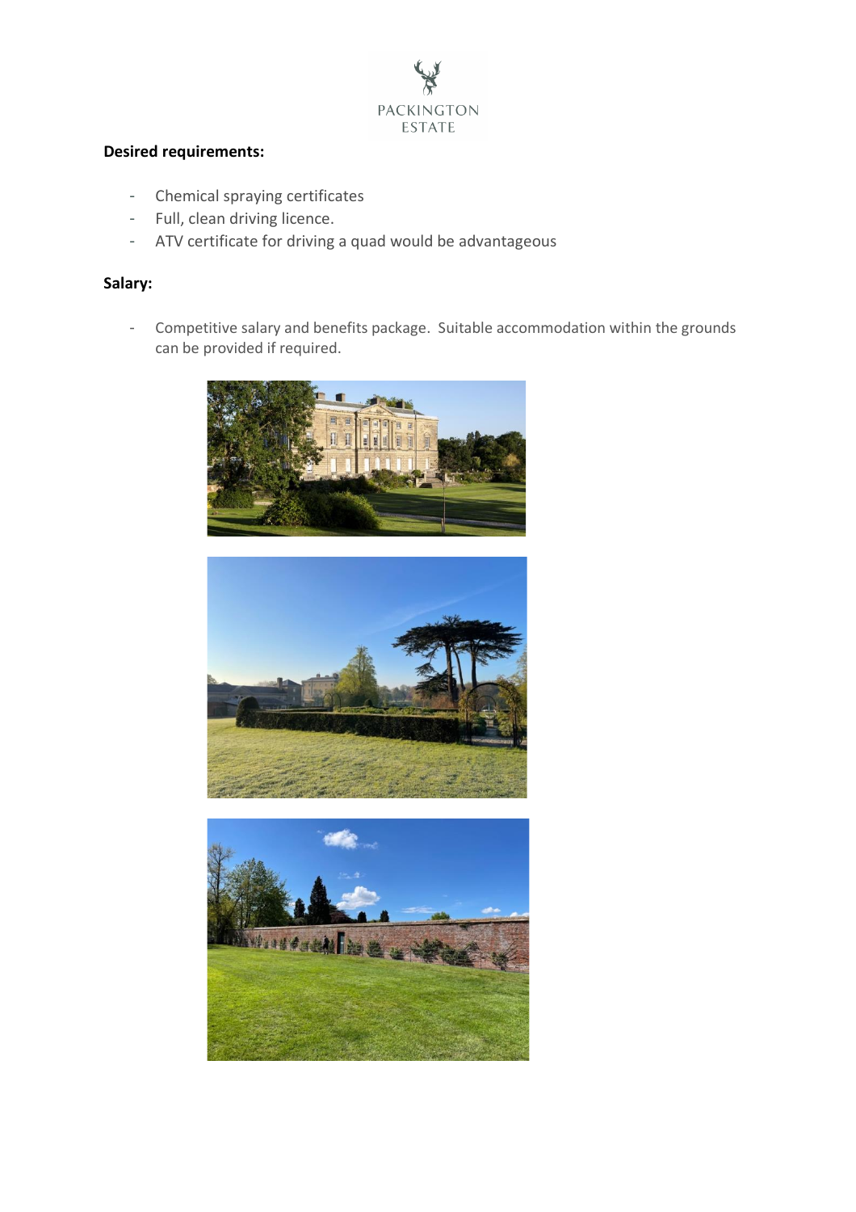**Desired requirements:**

- Chemical spraying certificates
- Full, clean driving licence.
- ATV certificate for driving a quad would be advantageous

**Salary:**

- Competitive salary and benefits package. Suitable accommodation within the grounds can be provided if required.